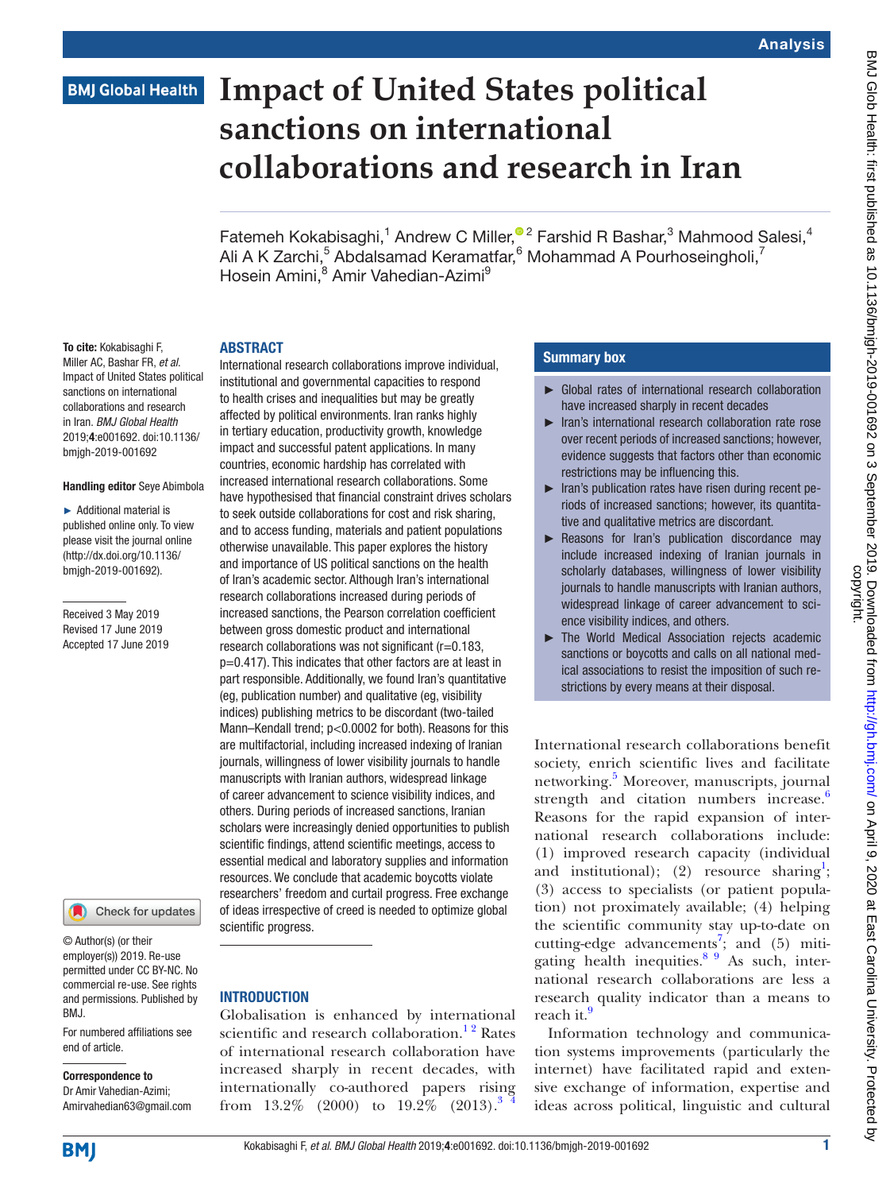# Impact of United States political sanctions on international collaborations and research in Iran

Fatemeh Kokabisaghi,[1] Andrew C Miller,[2] Farshid R Bashar,[3] Mahmood Salesi,[4] Ali A K Zarchi,[5] Abdalsamad Keramatfar,[6] Mohammad A Pourhoseingholi,[7] Hosein Amini,[8] Amir Vahedian-Azimi[9]

**To cite:** Kokabisaghi F, Miller AC, Bashar FR, *et al*. Impact of United States political sanctions on international collaborations and research in Iran. *BMJ Global Health* 2019;**4**:e001692. doi:10.1136/bmjgh-2019-001692

**Handling editor** Seye Abimbola

► Additional material is published online only. To view please visit the journal online (http://dx.doi.org/10.1136/bmjgh-2019-001692).

Received 3 May 2019
Revised 17 June 2019
Accepted 17 June 2019

© Author(s) (or their employer(s)) 2019. Re-use permitted under CC BY-NC. No commercial re-use. See rights and permissions. Published by BMJ.

For numbered affiliations see end of article.

**Correspondence to**
Dr Amir Vahedian-Azimi; Amirvahedian63@gmail.com

## ABSTRACT

International research collaborations improve individual, institutional and governmental capacities to respond to health crises and inequalities but may be greatly affected by political environments. Iran ranks highly in tertiary education, productivity growth, knowledge impact and successful patent applications. In many countries, economic hardship has correlated with increased international research collaborations. Some have hypothesised that financial constraint drives scholars to seek outside collaborations for cost and risk sharing, and to access funding, materials and patient populations otherwise unavailable. This paper explores the history and importance of US political sanctions on the health of Iran's academic sector. Although Iran's international research collaborations increased during periods of increased sanctions, the Pearson correlation coefficient between gross domestic product and international research collaborations was not significant (r=0.183, p=0.417). This indicates that other factors are at least in part responsible. Additionally, we found Iran's quantitative (eg, publication number) and qualitative (eg, visibility indices) publishing metrics to be discordant (two-tailed Mann–Kendall trend; p<0.0002 for both). Reasons for this are multifactorial, including increased indexing of Iranian journals, willingness of lower visibility journals to handle manuscripts with Iranian authors, widespread linkage of career advancement to science visibility indices, and others. During periods of increased sanctions, Iranian scholars were increasingly denied opportunities to publish scientific findings, attend scientific meetings, access to essential medical and laboratory supplies and information resources. We conclude that academic boycotts violate researchers' freedom and curtail progress. Free exchange of ideas irrespective of creed is needed to optimize global scientific progress.

## Summary box

- Global rates of international research collaboration have increased sharply in recent decades
- Iran's international research collaboration rate rose over recent periods of increased sanctions; however, evidence suggests that factors other than economic restrictions may be influencing this.
- Iran's publication rates have risen during recent periods of increased sanctions; however, its quantitative and qualitative metrics are discordant.
- Reasons for Iran's publication discordance may include increased indexing of Iranian journals in scholarly databases, willingness of lower visibility journals to handle manuscripts with Iranian authors, widespread linkage of career advancement to science visibility indices, and others.
- The World Medical Association rejects academic sanctions or boycotts and calls on all national medical associations to resist the imposition of such restrictions by every means at their disposal.

## INTRODUCTION

Globalisation is enhanced by international scientific and research collaboration.[1,2] Rates of international research collaboration have increased sharply in recent decades, with internationally co-authored papers rising from 13.2% (2000) to 19.2% (2013).[3,4]

International research collaborations benefit society, enrich scientific lives and facilitate networking.[5] Moreover, manuscripts, journal strength and citation numbers increase.[6] Reasons for the rapid expansion of international research collaborations include: (1) improved research capacity (individual and institutional); (2) resource sharing[1]; (3) access to specialists (or patient population) not proximately available; (4) helping the scientific community stay up-to-date on cutting-edge advancements[7]; and (5) mitigating health inequities.[8,9] As such, international research collaborations are less a research quality indicator than a means to reach it.[9]

Information technology and communication systems improvements (particularly the internet) have facilitated rapid and extensive exchange of information, expertise and ideas across political, linguistic and cultural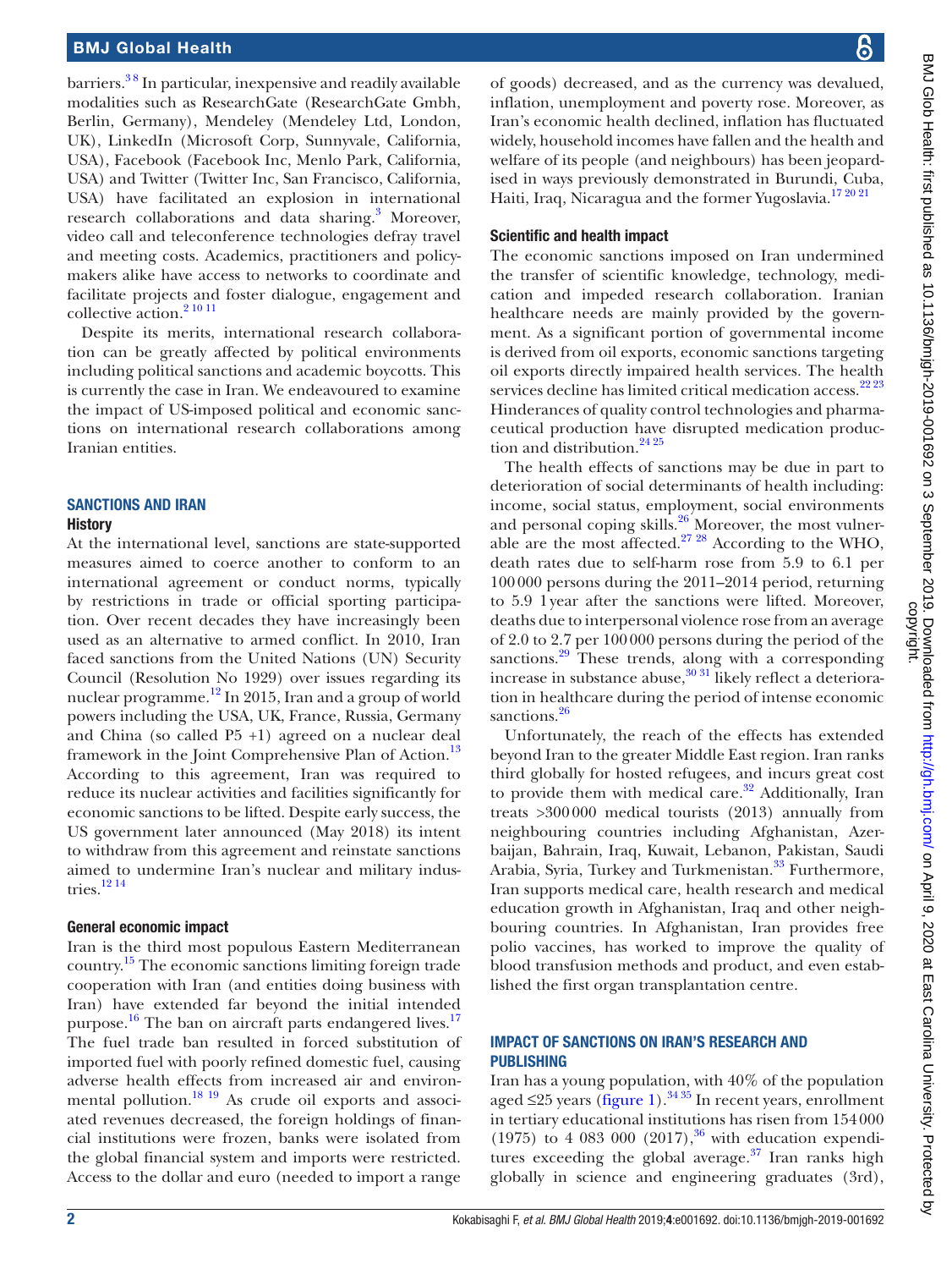barriers.[3,8] In particular, inexpensive and readily available modalities such as ResearchGate (ResearchGate Gmbh, Berlin, Germany), Mendeley (Mendeley Ltd, London, UK), LinkedIn (Microsoft Corp, Sunnyvale, California, USA), Facebook (Facebook Inc, Menlo Park, California, USA) and Twitter (Twitter Inc, San Francisco, California, USA) have facilitated an explosion in international research collaborations and data sharing.[3] Moreover, video call and teleconference technologies defray travel and meeting costs. Academics, practitioners and policymakers alike have access to networks to coordinate and facilitate projects and foster dialogue, engagement and collective action.[2,10,11]

Despite its merits, international research collaboration can be greatly affected by political environments including political sanctions and academic boycotts. This is currently the case in Iran. We endeavoured to examine the impact of US-imposed political and economic sanctions on international research collaborations among Iranian entities.

## SANCTIONS AND IRAN

### History

At the international level, sanctions are state-supported measures aimed to coerce another to conform to an international agreement or conduct norms, typically by restrictions in trade or official sporting participation. Over recent decades they have increasingly been used as an alternative to armed conflict. In 2010, Iran faced sanctions from the United Nations (UN) Security Council (Resolution No 1929) over issues regarding its nuclear programme.[12] In 2015, Iran and a group of world powers including the USA, UK, France, Russia, Germany and China (so called P5 +1) agreed on a nuclear deal framework in the Joint Comprehensive Plan of Action.[13] According to this agreement, Iran was required to reduce its nuclear activities and facilities significantly for economic sanctions to be lifted. Despite early success, the US government later announced (May 2018) its intent to withdraw from this agreement and reinstate sanctions aimed to undermine Iran's nuclear and military industries.[12,14]

### General economic impact

Iran is the third most populous Eastern Mediterranean country.[15] The economic sanctions limiting foreign trade cooperation with Iran (and entities doing business with Iran) have extended far beyond the initial intended purpose.[16] The ban on aircraft parts endangered lives.[17] The fuel trade ban resulted in forced substitution of imported fuel with poorly refined domestic fuel, causing adverse health effects from increased air and environmental pollution.[18,19] As crude oil exports and associated revenues decreased, the foreign holdings of financial institutions were frozen, banks were isolated from the global financial system and imports were restricted. Access to the dollar and euro (needed to import a range of goods) decreased, and as the currency was devalued, inflation, unemployment and poverty rose. Moreover, as Iran's economic health declined, inflation has fluctuated widely, household incomes have fallen and the health and welfare of its people (and neighbours) has been jeopardised in ways previously demonstrated in Burundi, Cuba, Haiti, Iraq, Nicaragua and the former Yugoslavia.[17,20,21]

### Scientific and health impact

The economic sanctions imposed on Iran undermined the transfer of scientific knowledge, technology, medication and impeded research collaboration. Iranian healthcare needs are mainly provided by the government. As a significant portion of governmental income is derived from oil exports, economic sanctions targeting oil exports directly impaired health services. The health services decline has limited critical medication access.[22,23] Hinderances of quality control technologies and pharmaceutical production have disrupted medication production and distribution.[24,25]

The health effects of sanctions may be due in part to deterioration of social determinants of health including: income, social status, employment, social environments and personal coping skills.[26] Moreover, the most vulnerable are the most affected.[27,28] According to the WHO, death rates due to self-harm rose from 5.9 to 6.1 per 100 000 persons during the 2011–2014 period, returning to 5.9 1 year after the sanctions were lifted. Moreover, deaths due to interpersonal violence rose from an average of 2.0 to 2.7 per 100 000 persons during the period of the sanctions.[29] These trends, along with a corresponding increase in substance abuse,[30,31] likely reflect a deterioration in healthcare during the period of intense economic sanctions.[26]

Unfortunately, the reach of the effects has extended beyond Iran to the greater Middle East region. Iran ranks third globally for hosted refugees, and incurs great cost to provide them with medical care.[32] Additionally, Iran treats >300 000 medical tourists (2013) annually from neighbouring countries including Afghanistan, Azerbaijan, Bahrain, Iraq, Kuwait, Lebanon, Pakistan, Saudi Arabia, Syria, Turkey and Turkmenistan.[33] Furthermore, Iran supports medical care, health research and medical education growth in Afghanistan, Iraq and other neighbouring countries. In Afghanistan, Iran provides free polio vaccines, has worked to improve the quality of blood transfusion methods and product, and even established the first organ transplantation centre.

## IMPACT OF SANCTIONS ON IRAN'S RESEARCH AND PUBLISHING

Iran has a young population, with 40% of the population aged ≤25 years (figure 1).[34,35] In recent years, enrollment in tertiary educational institutions has risen from 154 000 (1975) to 4 083 000 (2017),[36] with education expenditures exceeding the global average.[37] Iran ranks high globally in science and engineering graduates (3rd),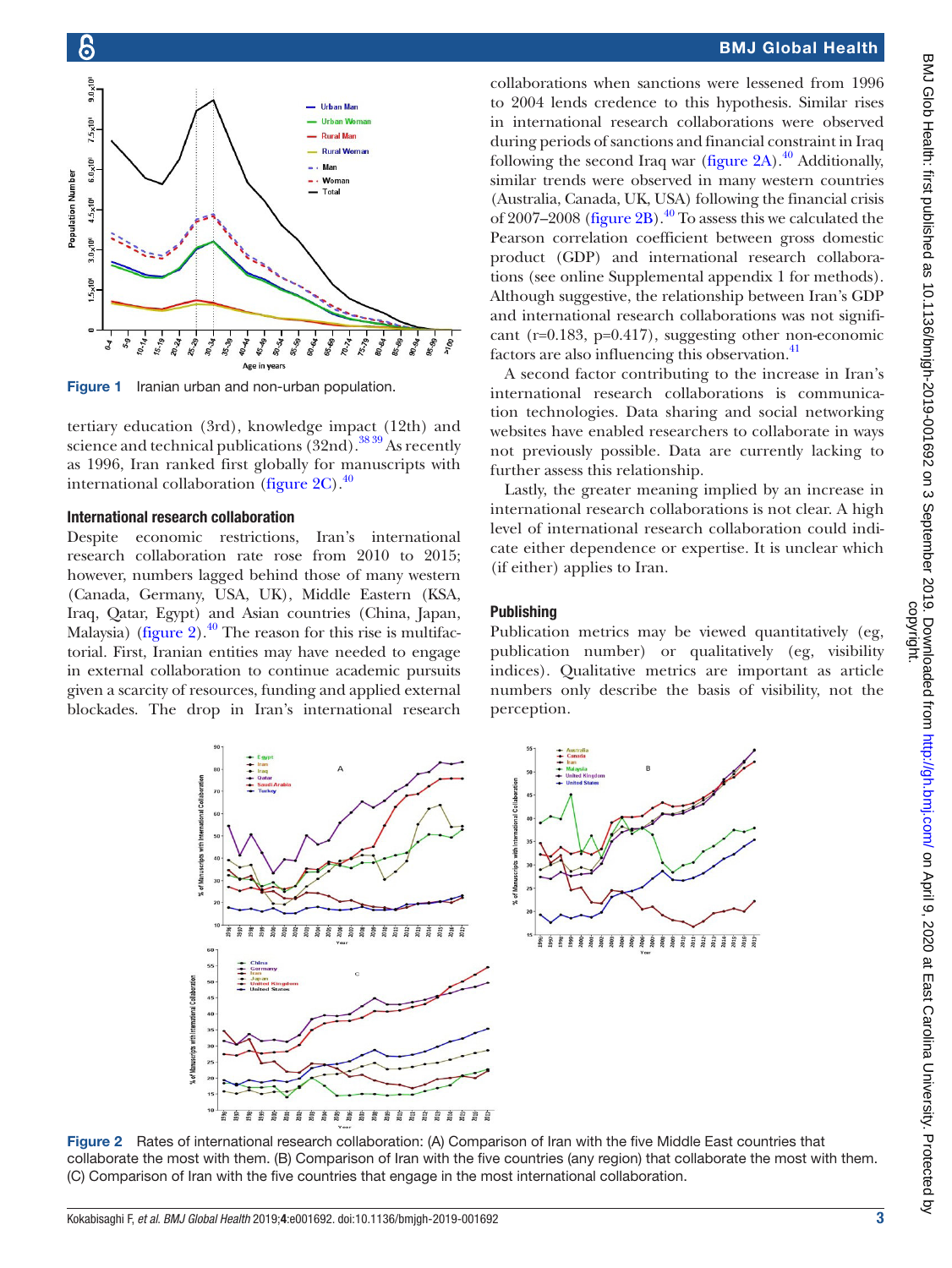Figure 1 Iranian urban and non-urban population.

tertiary education (3rd), knowledge impact (12th) and science and technical publications (32nd).[38 39] As recently as 1996, Iran ranked first globally for manuscripts with international collaboration (figure 2C).[40]

### International research collaboration

Despite economic restrictions, Iran's international research collaboration rate rose from 2010 to 2015; however, numbers lagged behind those of many western (Canada, Germany, USA, UK), Middle Eastern (KSA, Iraq, Qatar, Egypt) and Asian countries (China, Japan, Malaysia) (figure 2).[40] The reason for this rise is multifactorial. First, Iranian entities may have needed to engage in external collaboration to continue academic pursuits given a scarcity of resources, funding and applied external blockades. The drop in Iran's international research collaborations when sanctions were lessened from 1996 to 2004 lends credence to this hypothesis. Similar rises in international research collaborations were observed during periods of sanctions and financial constraint in Iraq following the second Iraq war (figure 2A).[40] Additionally, similar trends were observed in many western countries (Australia, Canada, UK, USA) following the financial crisis of 2007–2008 (figure 2B).[40] To assess this we calculated the Pearson correlation coefficient between gross domestic product (GDP) and international research collaborations (see online Supplemental appendix 1 for methods). Although suggestive, the relationship between Iran's GDP and international research collaborations was not significant ($r=0.183$, $p=0.417$), suggesting other non-economic factors are also influencing this observation.[41]

A second factor contributing to the increase in Iran's international research collaborations is communication technologies. Data sharing and social networking websites have enabled researchers to collaborate in ways not previously possible. Data are currently lacking to further assess this relationship.

Lastly, the greater meaning implied by an increase in international research collaborations is not clear. A high level of international research collaboration could indicate either dependence or expertise. It is unclear which (if either) applies to Iran.

### Publishing

Publication metrics may be viewed quantitatively (eg, publication number) or qualitatively (eg, visibility indices). Qualitative metrics are important as article numbers only describe the basis of visibility, not the perception.

Figure 2 Rates of international research collaboration: (A) Comparison of Iran with the five Middle East countries that collaborate the most with them. (B) Comparison of Iran with the five countries (any region) that collaborate the most with them. (C) Comparison of Iran with the five countries that engage in the most international collaboration.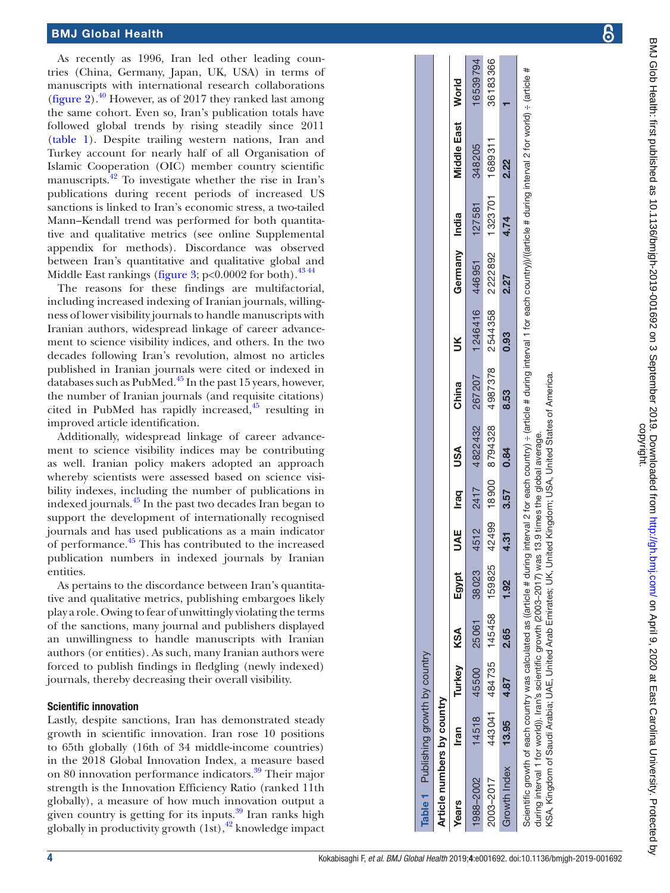As recently as 1996, Iran led other leading countries (China, Germany, Japan, UK, USA) in terms of manuscripts with international research collaborations (figure 2).[40] However, as of 2017 they ranked last among the same cohort. Even so, Iran's publication totals have followed global trends by rising steadily since 2011 (table 1). Despite trailing western nations, Iran and Turkey account for nearly half of all Organisation of Islamic Cooperation (OIC) member country scientific manuscripts.[42] To investigate whether the rise in Iran's publications during recent periods of increased US sanctions is linked to Iran's economic stress, a two-tailed Mann–Kendall trend was performed for both quantitative and qualitative metrics (see online Supplemental appendix for methods). Discordance was observed between Iran's quantitative and qualitative global and Middle East rankings (figure 3; p<0.0002 for both).[43 44]

The reasons for these findings are multifactorial, including increased indexing of Iranian journals, willingness of lower visibility journals to handle manuscripts with Iranian authors, widespread linkage of career advancement to science visibility indices, and others. In the two decades following Iran's revolution, almost no articles published in Iranian journals were cited or indexed in databases such as PubMed.[45] In the past 15 years, however, the number of Iranian journals (and requisite citations) cited in PubMed has rapidly increased,[45] resulting in improved article identification.

Additionally, widespread linkage of career advancement to science visibility indices may be contributing as well. Iranian policy makers adopted an approach whereby scientists were assessed based on science visibility indexes, including the number of publications in indexed journals.[45] In the past two decades Iran began to support the development of internationally recognised journals and has used publications as a main indicator of performance.[45] This has contributed to the increased publication numbers in indexed journals by Iranian entities.

As pertains to the discordance between Iran's quantitative and qualitative metrics, publishing embargoes likely play a role. Owing to fear of unwittingly violating the terms of the sanctions, many journal and publishers displayed an unwillingness to handle manuscripts with Iranian authors (or entities). As such, many Iranian authors were forced to publish findings in fledgling (newly indexed) journals, thereby decreasing their overall visibility.

### Scientific innovation

Lastly, despite sanctions, Iran has demonstrated steady growth in scientific innovation. Iran rose 10 positions to 65th globally (16th of 34 middle-income countries) in the 2018 Global Innovation Index, a measure based on 80 innovation performance indicators.[39] Their major strength is the Innovation Efficiency Ratio (ranked 11th globally), a measure of how much innovation output a given country is getting for its inputs.[39] Iran ranks high globally in productivity growth (1st),[42] knowledge impact

**Table 1** Publishing growth by country

| Article numbers by country | | | | | | | | | | | | | |
|---|---|---|---|---|---|---|---|---|---|---|---|---|---|
| **Years** | **Iran** | **Turkey** | **KSA** | **Egypt** | **UAE** | **Iraq** | **USA** | **China** | **UK** | **Germany** | **India** | **Middle East** | **World** |
| 1988–2002 | 14518 | 45500 | 25061 | 38023 | 4512 | 2417 | 4822432 | 267207 | 1246416 | 446951 | 127581 | 348205 | 16539794 |
| 2003–2017 | 443041 | 484735 | 145458 | 159825 | 42499 | 18900 | 8794328 | 4987378 | 2544358 | 2222892 | 1323701 | 1689311 | 36183366 |
| Growth Index | **13.95** | **4.87** | **2.65** | **1.92** | **4.31** | **3.57** | **0.84** | **8.53** | **0.93** | **2.27** | **4.74** | **2.22** | **1** |

Scientific growth of each country was calculated as ((article # during interval 2 for each country) ÷ (article # during interval 1 for each country))/((article # during interval 2 for world) ÷ (article # during interval 1 for world)). Iran's scientific growth (2003–2017) was 13.9 times the global average.
KSA, Kingdom of Saudi Arabia; UAE, United Arab Emirates; UK, United Kingdom; USA, United States of America.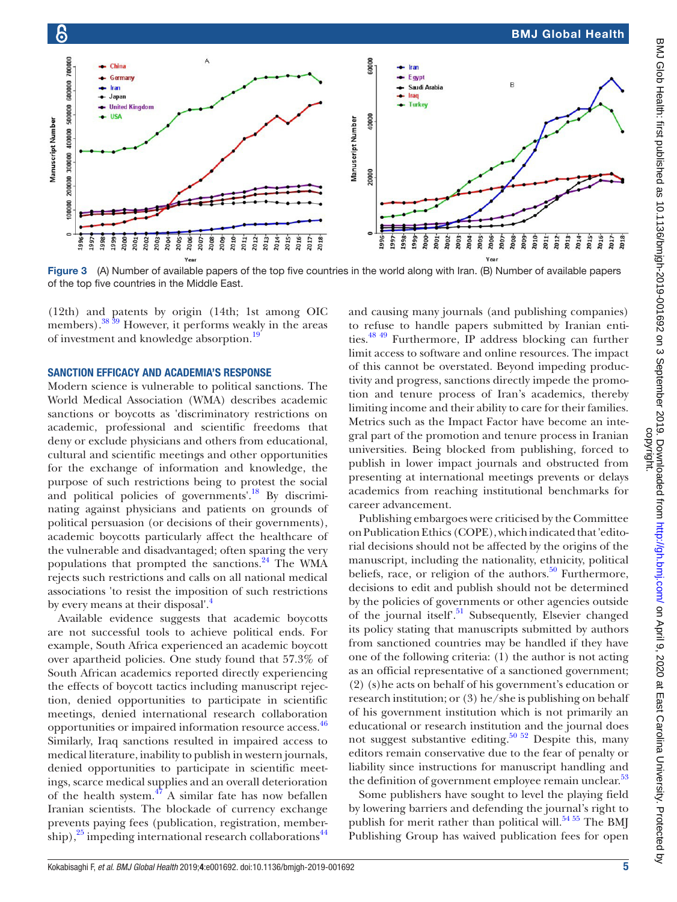Figure 3 (A) Number of available papers of the top five countries in the world along with Iran. (B) Number of available papers of the top five countries in the Middle East.

(12th) and patents by origin (14th; 1st among OIC members).[38 39] However, it performs weakly in the areas of investment and knowledge absorption.[19]

## SANCTION EFFICACY AND ACADEMIA'S RESPONSE

Modern science is vulnerable to political sanctions. The World Medical Association (WMA) describes academic sanctions or boycotts as 'discriminatory restrictions on academic, professional and scientific freedoms that deny or exclude physicians and others from educational, cultural and scientific meetings and other opportunities for the exchange of information and knowledge, the purpose of such restrictions being to protest the social and political policies of governments'.[18] By discriminating against physicians and patients on grounds of political persuasion (or decisions of their governments), academic boycotts particularly affect the healthcare of the vulnerable and disadvantaged; often sparing the very populations that prompted the sanctions.[24] The WMA rejects such restrictions and calls on all national medical associations 'to resist the imposition of such restrictions by every means at their disposal'.[4]

Available evidence suggests that academic boycotts are not successful tools to achieve political ends. For example, South Africa experienced an academic boycott over apartheid policies. One study found that 57.3% of South African academics reported directly experiencing the effects of boycott tactics including manuscript rejection, denied opportunities to participate in scientific meetings, denied international research collaboration opportunities or impaired information resource access.[46] Similarly, Iraq sanctions resulted in impaired access to medical literature, inability to publish in western journals, denied opportunities to participate in scientific meetings, scarce medical supplies and an overall deterioration of the health system.[47] A similar fate has now befallen Iranian scientists. The blockade of currency exchange prevents paying fees (publication, registration, membership),[25] impeding international research collaborations[44] and causing many journals (and publishing companies) to refuse to handle papers submitted by Iranian entities.[48 49] Furthermore, IP address blocking can further limit access to software and online resources. The impact of this cannot be overstated. Beyond impeding productivity and progress, sanctions directly impede the promotion and tenure process of Iran's academics, thereby limiting income and their ability to care for their families. Metrics such as the Impact Factor have become an integral part of the promotion and tenure process in Iranian universities. Being blocked from publishing, forced to publish in lower impact journals and obstructed from presenting at international meetings prevents or delays academics from reaching institutional benchmarks for career advancement.

Publishing embargoes were criticised by the Committee on Publication Ethics (COPE), which indicated that 'editorial decisions should not be affected by the origins of the manuscript, including the nationality, ethnicity, political beliefs, race, or religion of the authors.[50] Furthermore, decisions to edit and publish should not be determined by the policies of governments or other agencies outside of the journal itself'.[51] Subsequently, Elsevier changed its policy stating that manuscripts submitted by authors from sanctioned countries may be handled if they have one of the following criteria: (1) the author is not acting as an official representative of a sanctioned government; (2) (s)he acts on behalf of his government's education or research institution; or (3) he/she is publishing on behalf of his government institution which is not primarily an educational or research institution and the journal does not suggest substantive editing.[50 52] Despite this, many editors remain conservative due to the fear of penalty or liability since instructions for manuscript handling and the definition of government employee remain unclear.[53]

Some publishers have sought to level the playing field by lowering barriers and defending the journal's right to publish for merit rather than political will.[54 55] The BMJ Publishing Group has waived publication fees for open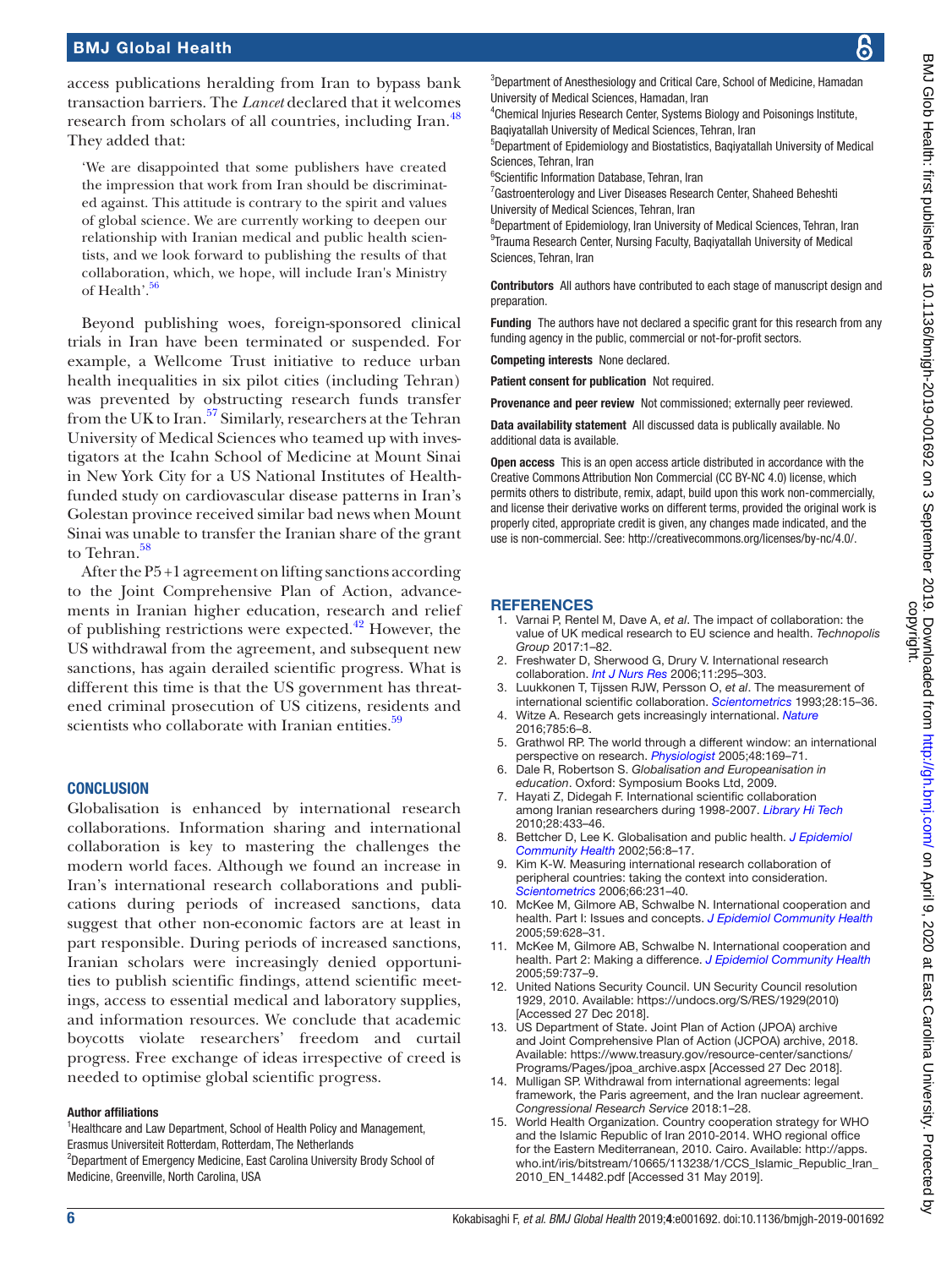access publications heralding from Iran to bypass bank transaction barriers. The *Lancet* declared that it welcomes research from scholars of all countries, including Iran.[48] They added that:

> 'We are disappointed that some publishers have created the impression that work from Iran should be discriminated against. This attitude is contrary to the spirit and values of global science. We are currently working to deepen our relationship with Iranian medical and public health scientists, and we look forward to publishing the results of that collaboration, which, we hope, will include Iran's Ministry of Health'.[56]

Beyond publishing woes, foreign-sponsored clinical trials in Iran have been terminated or suspended. For example, a Wellcome Trust initiative to reduce urban health inequalities in six pilot cities (including Tehran) was prevented by obstructing research funds transfer from the UK to Iran.[57] Similarly, researchers at the Tehran University of Medical Sciences who teamed up with investigators at the Icahn School of Medicine at Mount Sinai in New York City for a US National Institutes of Health-funded study on cardiovascular disease patterns in Iran's Golestan province received similar bad news when Mount Sinai was unable to transfer the Iranian share of the grant to Tehran.[58]

After the P5+1 agreement on lifting sanctions according to the Joint Comprehensive Plan of Action, advancements in Iranian higher education, research and relief of publishing restrictions were expected.[42] However, the US withdrawal from the agreement, and subsequent new sanctions, has again derailed scientific progress. What is different this time is that the US government has threatened criminal prosecution of US citizens, residents and scientists who collaborate with Iranian entities.[59]

## CONCLUSION

Globalisation is enhanced by international research collaborations. Information sharing and international collaboration is key to mastering the challenges the modern world faces. Although we found an increase in Iran's international research collaborations and publications during periods of increased sanctions, data suggest that other non-economic factors are at least in part responsible. During periods of increased sanctions, Iranian scholars were increasingly denied opportunities to publish scientific findings, attend scientific meetings, access to essential medical and laboratory supplies, and information resources. We conclude that academic boycotts violate researchers' freedom and curtail progress. Free exchange of ideas irrespective of creed is needed to optimise global scientific progress.

#### Author affiliations

[1]Healthcare and Law Department, School of Health Policy and Management, Erasmus Universiteit Rotterdam, Rotterdam, The Netherlands
[2]Department of Emergency Medicine, East Carolina University Brody School of Medicine, Greenville, North Carolina, USA
[3]Department of Anesthesiology and Critical Care, School of Medicine, Hamadan University of Medical Sciences, Hamadan, Iran
[4]Chemical Injuries Research Center, Systems Biology and Poisonings Institute, Baqiyatallah University of Medical Sciences, Tehran, Iran
[5]Department of Epidemiology and Biostatistics, Baqiyatallah University of Medical Sciences, Tehran, Iran
[6]Scientific Information Database, Tehran, Iran
[7]Gastroenterology and Liver Diseases Research Center, Shaheed Beheshti University of Medical Sciences, Tehran, Iran
[8]Department of Epidemiology, Iran University of Medical Sciences, Tehran, Iran
[9]Trauma Research Center, Nursing Faculty, Baqiyatallah University of Medical Sciences, Tehran, Iran

**Contributors** All authors have contributed to each stage of manuscript design and preparation.

**Funding** The authors have not declared a specific grant for this research from any funding agency in the public, commercial or not-for-profit sectors.

**Competing interests** None declared.

**Patient consent for publication** Not required.

**Provenance and peer review** Not commissioned; externally peer reviewed.

**Data availability statement** All discussed data is publically available. No additional data is available.

**Open access** This is an open access article distributed in accordance with the Creative Commons Attribution Non Commercial (CC BY-NC 4.0) license, which permits others to distribute, remix, adapt, build upon this work non-commercially, and license their derivative works on different terms, provided the original work is properly cited, appropriate credit is given, any changes made indicated, and the use is non-commercial. See: http://creativecommons.org/licenses/by-nc/4.0/.

## REFERENCES

1. Varnai P, Rentel M, Dave A, *et al*. The impact of collaboration: the value of UK medical research to EU science and health. *Technopolis Group* 2017:1–82.
2. Freshwater D, Sherwood G, Drury V. International research collaboration. *Int J Nurs Res* 2006;11:295–303.
3. Luukkonen T, Tijssen RJW, Persson O, *et al*. The measurement of international scientific collaboration. *Scientometrics* 1993;28:15–36.
4. Witze A. Research gets increasingly international. *Nature* 2016;785:6–8.
5. Grathwol RP. The world through a different window: an international perspective on research. *Physiologist* 2005;48:169–71.
6. Dale R, Robertson S. *Globalisation and Europeanisation in education*. Oxford: Symposium Books Ltd, 2009.
7. Hayati Z, Didegah F. International scientific collaboration among Iranian researchers during 1998-2007. *Library Hi Tech* 2010;28:433–46.
8. Bettcher D, Lee K. Globalisation and public health. *J Epidemiol Community Health* 2002;56:8–17.
9. Kim K-W. Measuring international research collaboration of peripheral countries: taking the context into consideration. *Scientometrics* 2006;66:231–40.
10. McKee M, Gilmore AB, Schwalbe N. International cooperation and health. Part I: Issues and concepts. *J Epidemiol Community Health* 2005;59:628–31.
11. McKee M, Gilmore AB, Schwalbe N. International cooperation and health. Part 2: Making a difference. *J Epidemiol Community Health* 2005;59:737–9.
12. United Nations Security Council. UN Security Council resolution 1929, 2010. Available: https://undocs.org/S/RES/1929(2010) [Accessed 27 Dec 2018].
13. US Department of State. Joint Plan of Action (JPOA) archive and Joint Comprehensive Plan of Action (JCPOA) archive, 2018. Available: https://www.treasury.gov/resource-center/sanctions/Programs/Pages/jpoa_archive.aspx [Accessed 27 Dec 2018].
14. Mulligan SP. Withdrawal from international agreements: legal framework, the Paris agreement, and the Iran nuclear agreement. *Congressional Research Service* 2018:1–28.
15. World Health Organization. Country cooperation strategy for WHO and the Islamic Republic of Iran 2010-2014. WHO regional office for the Eastern Mediterranean, 2010. Cairo. Available: http://apps.who.int/iris/bitstream/10665/113238/1/CCS_Islamic_Republic_Iran_2010_EN_14482.pdf [Accessed 31 May 2019].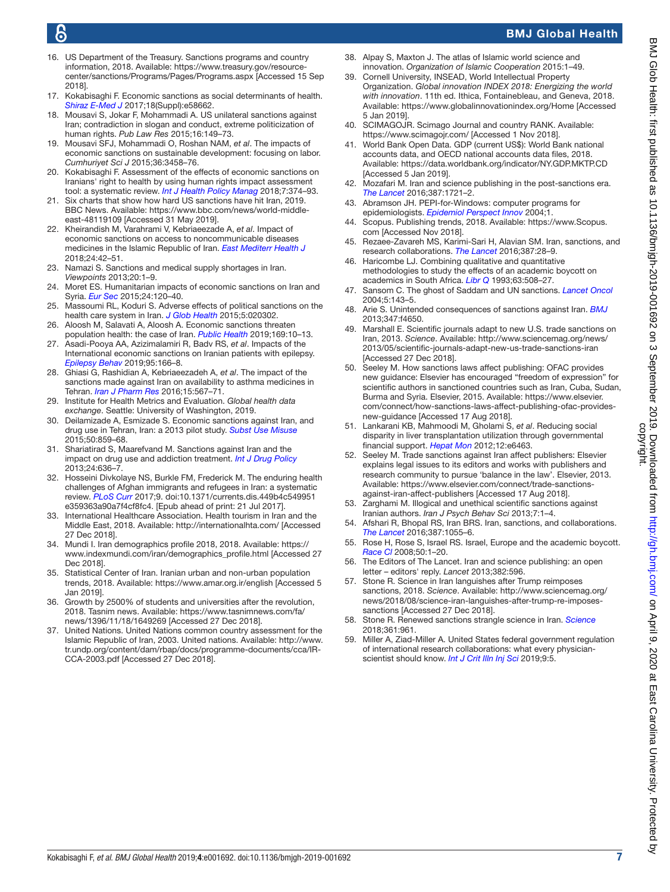16. US Department of the Treasury. Sanctions programs and country information, 2018. Available: https://www.treasury.gov/resource-center/sanctions/Programs/Pages/Programs.aspx [Accessed 15 Sep 2018].
17. Kokabisaghi F. Economic sanctions as social determinants of health. *Shiraz E-Med J* 2017;18(Suppl):e58662.
18. Mousavi S, Jokar F, Mohammadi A. US unilateral sanctions against Iran; contradiction in slogan and conduct, extreme politicization of human rights. *Pub Law Res* 2015;16:149–73.
19. Mousavi SFJ, Mohammadi O, Roshan NAM, *et al*. The impacts of economic sanctions on sustainable development: focusing on labor. *Cumhuriyet Sci J* 2015;36:3458–76.
20. Kokabisaghi F. Assessment of the effects of economic sanctions on Iranians' right to health by using human rights impact assessment tool: a systematic review. *Int J Health Policy Manag* 2018;7:374–93.
21. Six charts that show how hard US sanctions have hit Iran, 2019. BBC News. Available: https://www.bbc.com/news/world-middle-east-48119109 [Accessed 31 May 2019].
22. Kheirandish M, Varahrami V, Kebriaeezade A, *et al*. Impact of economic sanctions on access to noncommunicable diseases medicines in the Islamic Republic of Iran. *East Mediterr Health J* 2018;24:42–51.
23. Namazi S. Sanctions and medical supply shortages in Iran. *Viewpoints* 2013;20:1–9.
24. Moret ES. Humanitarian impacts of economic sanctions on Iran and Syria. *Eur Sec* 2015;24:120–40.
25. Massoumi RL, Koduri S. Adverse effects of political sanctions on the health care system in Iran. *J Glob Health* 2015;5:020302.
26. Aloosh M, Salavati A, Aloosh A. Economic sanctions threaten population health: the case of Iran. *Public Health* 2019;169:10–13.
27. Asadi-Pooya AA, Azizimalamiri R, Badv RS, *et al*. Impacts of the International economic sanctions on Iranian patients with epilepsy. *Epilepsy Behav* 2019;95:166–8.
28. Ghiasi G, Rashidian A, Kebriaeezadeh A, *et al*. The impact of the sanctions made against Iran on availability to asthma medicines in Tehran. *Iran J Pharm Res* 2016;15:567–71.
29. Institute for Health Metrics and Evaluation. *Global health data exchange*. Seattle: University of Washington, 2019.
30. Deilamizade A, Esmizade S. Economic sanctions against Iran, and drug use in Tehran, Iran: a 2013 pilot study. *Subst Use Misuse* 2015;50:859–68.
31. Shariatirad S, Maarefvand M. Sanctions against Iran and the impact on drug use and addiction treatment. *Int J Drug Policy* 2013;24:636–7.
32. Hosseini Divkolaye NS, Burkle FM, Frederick M. The enduring health challenges of Afghan immigrants and refugees in Iran: a systematic review. *PLoS Curr* 2017;9. doi:10.1371/currents.dis.449b4c549951e359363a90a7f4cf8fc4. [Epub ahead of print: 21 Jul 2017].
33. International Healthcare Association. Health tourism in Iran and the Middle East, 2018. Available: http://internationalhta.com/ [Accessed 27 Dec 2018].
34. Mundi I. Iran demographics profile 2018, 2018. Available: https://www.indexmundi.com/iran/demographics_profile.html [Accessed 27 Dec 2018].
35. Statistical Center of Iran. Iranian urban and non-urban population trends, 2018. Available: https://www.amar.org.ir/english [Accessed 5 Jan 2019].
36. Growth by 2500% of students and universities after the revolution, 2018. Tasnim news. Available: https://www.tasnimnews.com/fa/news/1396/11/18/1649269 [Accessed 27 Dec 2018].
37. United Nations. United Nations common country assessment for the Islamic Republic of Iran, 2003. United nations. Available: http://www.tr.undp.org/content/dam/rbap/docs/programme-documents/cca/IR-CCA-2003.pdf [Accessed 27 Dec 2018].
38. Alpay S, Maxton J. The atlas of Islamic world science and innovation. *Organization of Islamic Cooperation* 2015:1–49.
39. Cornell University, INSEAD, World Intellectual Property Organization. *Global innovation INDEX 2018: Energizing the world with innovation*. 11th ed. Ithica, Fontainebleau, and Geneva, 2018. Available: https://www.globalinnovationindex.org/Home [Accessed 5 Jan 2019].
40. SCIMAGOJR. Scimago Journal and country RANK. Available: https://www.scimagojr.com/ [Accessed 1 Nov 2018].
41. World Bank Open Data. GDP (current US$): World Bank national accounts data, and OECD national accounts data files, 2018. Available: https://data.worldbank.org/indicator/NY.GDP.MKTP.CD [Accessed 5 Jan 2019].
42. Mozafari M. Iran and science publishing in the post-sanctions era. *The Lancet* 2016;387:1721–2.
43. Abramson JH. PEPI-for-Windows: computer programs for epidemiologists. *Epidemiol Perspect Innov* 2004;1.
44. Scopus. Publishing trends, 2018. Available: https://www.Scopus.com [Accessed Nov 2018].
45. Rezaee-Zavareh MS, Karimi-Sari H, Alavian SM. Iran, sanctions, and research collaborations. *The Lancet* 2016;387:28–9.
46. Haricombe LJ. Combining qualitative and quantitative methodologies to study the effects of an academic boycott on academics in South Africa. *Libr Q* 1993;63:508–27.
47. Sansom C. The ghost of Saddam and UN sanctions. *Lancet Oncol* 2004;5:143–5.
48. Arie S. Unintended consequences of sanctions against Iran. *BMJ* 2013;347:f4650.
49. Marshall E. Scientific journals adapt to new U.S. trade sanctions on Iran, 2013. *Science*. Available: http://www.sciencemag.org/news/2013/05/scientific-journals-adapt-new-us-trade-sanctions-iran [Accessed 27 Dec 2018].
50. Seeley M. How sanctions laws affect publishing: OFAC provides new guidance: Elsevier has encouraged "freedom of expression" for scientific authors in sanctioned countries such as Iran, Cuba, Sudan, Burma and Syria. Elsevier, 2015. Available: https://www.elsevier.com/connect/how-sanctions-laws-affect-publishing-ofac-provides-new-guidance [Accessed 17 Aug 2018].
51. Lankarani KB, Mahmoodi M, Gholami S, *et al*. Reducing social disparity in liver transplantation utilization through governmental financial support. *Hepat Mon* 2012;12:e6463.
52. Seeley M. Trade sanctions against Iran affect publishers: Elsevier explains legal issues to its editors and works with publishers and research community to pursue 'balance in the law'. Elsevier, 2013. Available: https://www.elsevier.com/connect/trade-sanctions-against-iran-affect-publishers [Accessed 17 Aug 2018].
53. Zarghami M. Illogical and unethical scientific sanctions against Iranian authors. *Iran J Psych Behav Sci* 2013;7:1–4.
54. Afshari R, Bhopal RS, Iran BRS. Iran, sanctions, and collaborations. *The Lancet* 2016;387:1055–6.
55. Rose H, Rose S, Israel RS. Israel, Europe and the academic boycott. *Race Cl* 2008;50:1–20.
56. The Editors of The Lancet. Iran and science publishing: an open letter – editors' reply. *Lancet* 2013;382:596.
57. Stone R. Science in Iran languishes after Trump reimposes sanctions, 2018. *Science*. Available: http://www.sciencemag.org/news/2018/08/science-iran-languishes-after-trump-re-imposes-sanctions [Accessed 27 Dec 2018].
58. Stone R. Renewed sanctions strangle science in Iran. *Science* 2018;361:961.
59. Miller A, Ziad-Miller A. United States federal government regulation of international research collaborations: what every physician-scientist should know. *Int J Crit Illn Inj Sci* 2019;9:5.